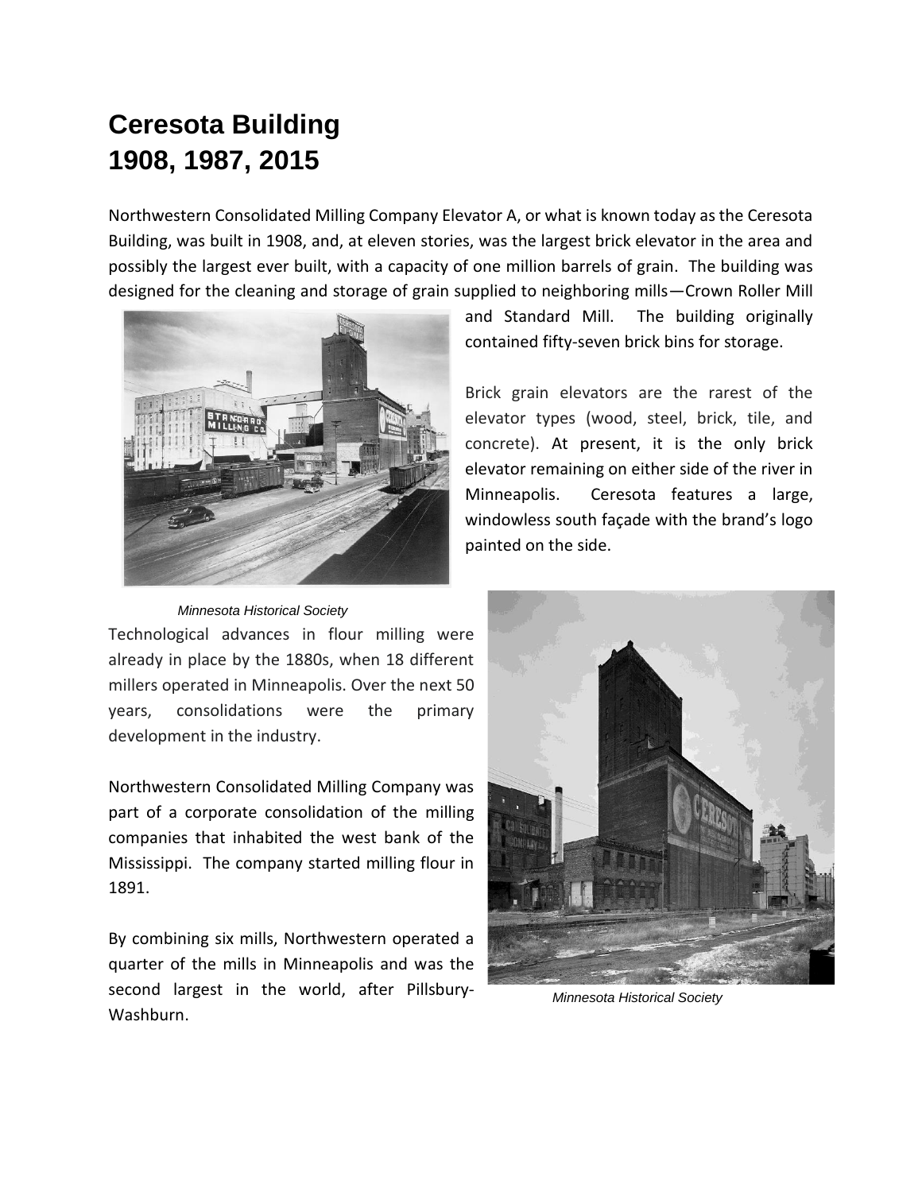# Ceresota Building
# 1908, 1987, 2015

Northwestern Consolidated Milling Company Elevator A, or what is known today as the Ceresota Building, was built in 1908, and, at eleven stories, was the largest brick elevator in the area and possibly the largest ever built, with a capacity of one million barrels of grain. The building was designed for the cleaning and storage of grain supplied to neighboring mills—Crown Roller Mill and Standard Mill. The building originally contained fifty-seven brick bins for storage.

Brick grain elevators are the rarest of the elevator types (wood, steel, brick, tile, and concrete). At present, it is the only brick elevator remaining on either side of the river in Minneapolis. Ceresota features a large, windowless south façade with the brand's logo painted on the side.

*Minnesota Historical Society*

Technological advances in flour milling were already in place by the 1880s, when 18 different millers operated in Minneapolis. Over the next 50 years, consolidations were the primary development in the industry.

Northwestern Consolidated Milling Company was part of a corporate consolidation of the milling companies that inhabited the west bank of the Mississippi. The company started milling flour in 1891.

By combining six mills, Northwestern operated a quarter of the mills in Minneapolis and was the second largest in the world, after Pillsbury-Washburn.

*Minnesota Historical Society*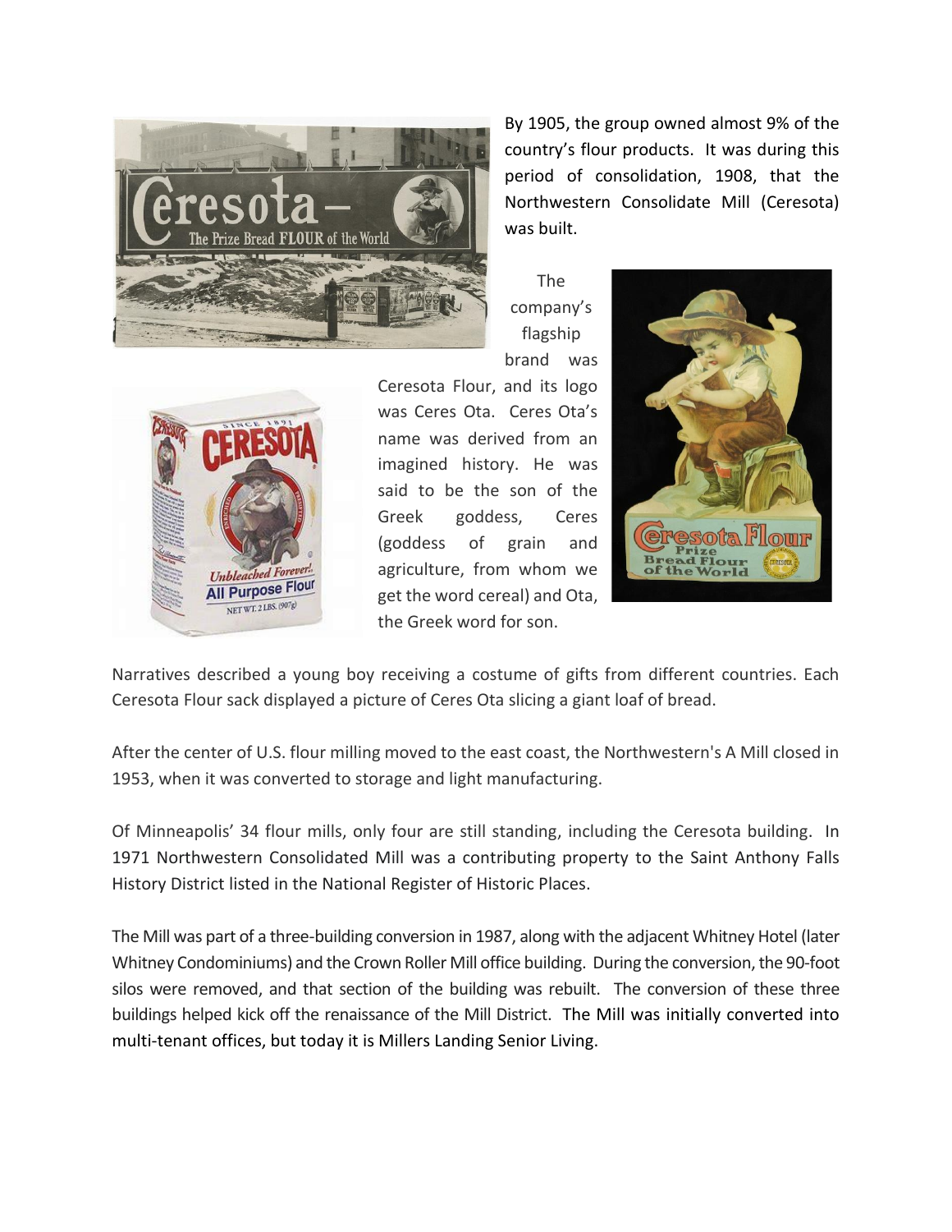By 1905, the group owned almost 9% of the country's flour products. It was during this period of consolidation, 1908, that the Northwestern Consolidate Mill (Ceresota) was built.

The company's flagship brand was Ceresota Flour, and its logo was Ceres Ota. Ceres Ota's name was derived from an imagined history. He was said to be the son of the Greek goddess, Ceres (goddess of grain and agriculture, from whom we get the word cereal) and Ota, the Greek word for son.

Narratives described a young boy receiving a costume of gifts from different countries. Each Ceresota Flour sack displayed a picture of Ceres Ota slicing a giant loaf of bread.

After the center of U.S. flour milling moved to the east coast, the Northwestern's A Mill closed in 1953, when it was converted to storage and light manufacturing.

Of Minneapolis' 34 flour mills, only four are still standing, including the Ceresota building. In 1971 Northwestern Consolidated Mill was a contributing property to the Saint Anthony Falls History District listed in the National Register of Historic Places.

The Mill was part of a three-building conversion in 1987, along with the adjacent Whitney Hotel (later Whitney Condominiums) and the Crown Roller Mill office building. During the conversion, the 90-foot silos were removed, and that section of the building was rebuilt. The conversion of these three buildings helped kick off the renaissance of the Mill District. The Mill was initially converted into multi-tenant offices, but today it is Millers Landing Senior Living.